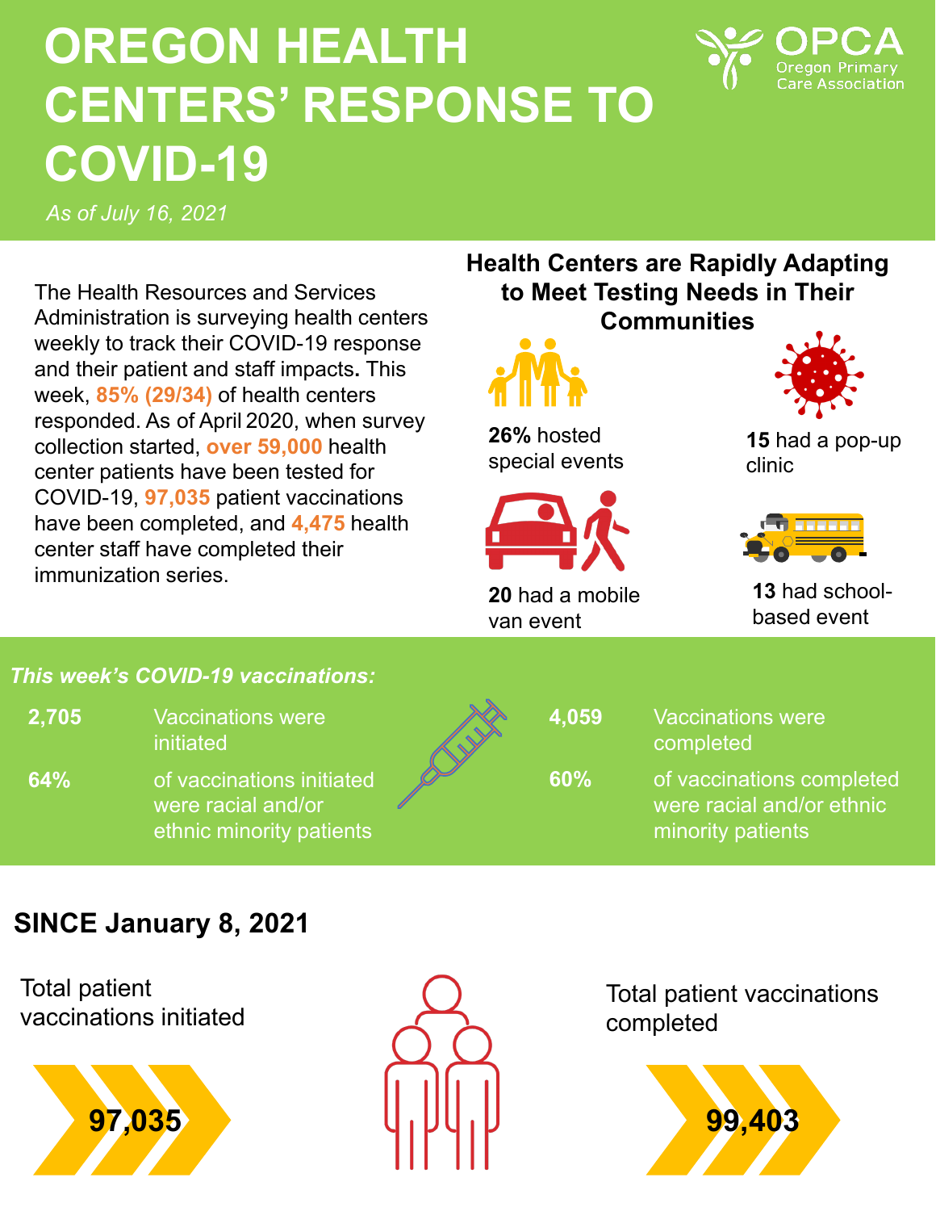# OREGON HEALTH CENTERS' RESPONSE TO COVID-19

OPCA Oregon Primary Care Association

*As of July 16, 2021*

The Health Resources and Services Administration is surveying health centers weekly to track their COVID-19 response and their patient and staff impacts. This week, 85% (29/34) of health centers responded. As of April 2020, when survey collection started, over 59,000 health center patients have been tested for COVID-19, 97,035 patient vaccinations have been completed, and 4,475 health center staff have completed their immunization series.

## Health Centers are Rapidly Adapting to Meet Testing Needs in Their Communities

**26%** hosted special events

**15** had a pop-up clinic

**20** had a mobile van event

**13** had school-based event

## *This week's COVID-19 vaccinations:*

**2,705** Vaccinations were initiated

**64%** of vaccinations initiated were racial and/or ethnic minority patients

**4,059** Vaccinations were completed

**60%** of vaccinations completed were racial and/or ethnic minority patients

## SINCE January 8, 2021

Total patient vaccinations initiated

**97,035**

Total patient vaccinations completed

**99,403**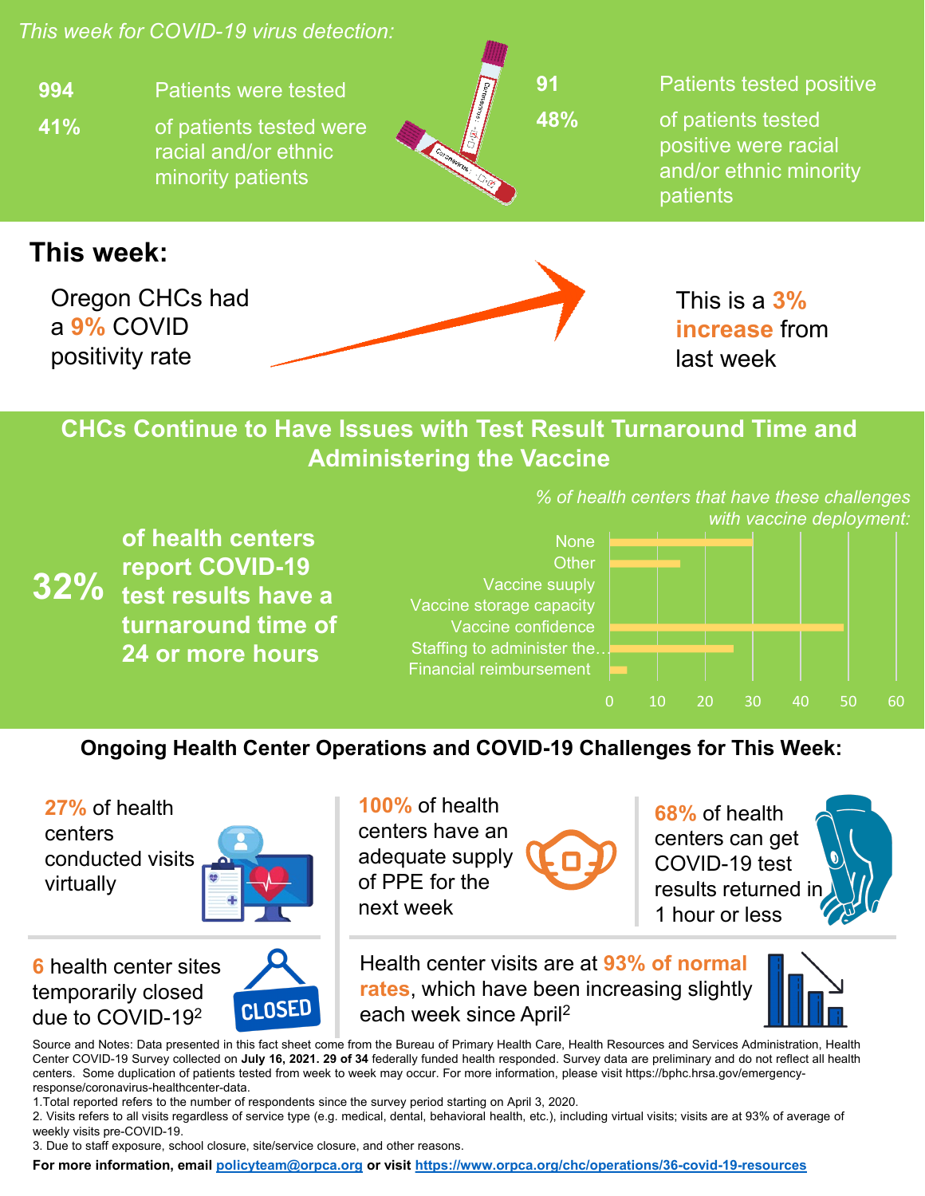*This week for COVID-19 virus detection:*

**994** Patients were tested

**41%** of patients tested were racial and/or ethnic minority patients

**91** Patients tested positive

**48%** of patients tested positive were racial and/or ethnic minority patients

## This week:

Oregon CHCs had a **9%** COVID positivity rate

This is a **3% increase** from last week

## CHCs Continue to Have Issues with Test Result Turnaround Time and Administering the Vaccine

**32%** **of health centers report COVID-19 test results have a turnaround time of 24 or more hours**

*% of health centers that have these challenges with vaccine deployment:*

None
Other
Vaccine suuply
Vaccine storage capacity
Vaccine confidence
Staffing to administer the...
Financial reimbursement

0 10 20 30 40 50 60

## Ongoing Health Center Operations and COVID-19 Challenges for This Week:

**27%** of health centers conducted visits virtually

**100%** of health centers have an adequate supply of PPE for the next week

**68%** of health centers can get COVID-19 test results returned in 1 hour or less

**6** health center sites temporarily closed due to COVID-19[2]

Health center visits are at **93% of normal rates**, which have been increasing slightly each week since April[2]

Source and Notes: Data presented in this fact sheet come from the Bureau of Primary Health Care, Health Resources and Services Administration, Health Center COVID-19 Survey collected on **July 16, 2021. 29 of 34** federally funded health responded. Survey data are preliminary and do not reflect all health centers. Some duplication of patients tested from week to week may occur. For more information, please visit https://bphc.hrsa.gov/emergency-response/coronavirus-healthcenter-data.

1.Total reported refers to the number of respondents since the survey period starting on April 3, 2020.
2. Visits refers to all visits regardless of service type (e.g. medical, dental, behavioral health, etc.), including virtual visits; visits are at 93% of average of weekly visits pre-COVID-19.
3. Due to staff exposure, school closure, site/service closure, and other reasons.

**For more information, email [policyteam@orpca.org](mailto:policyteam@orpca.org) or visit [https://www.orpca.org/chc/operations/36-covid-19-resources](https://www.orpca.org/chc/operations/36-covid-19-resources)**